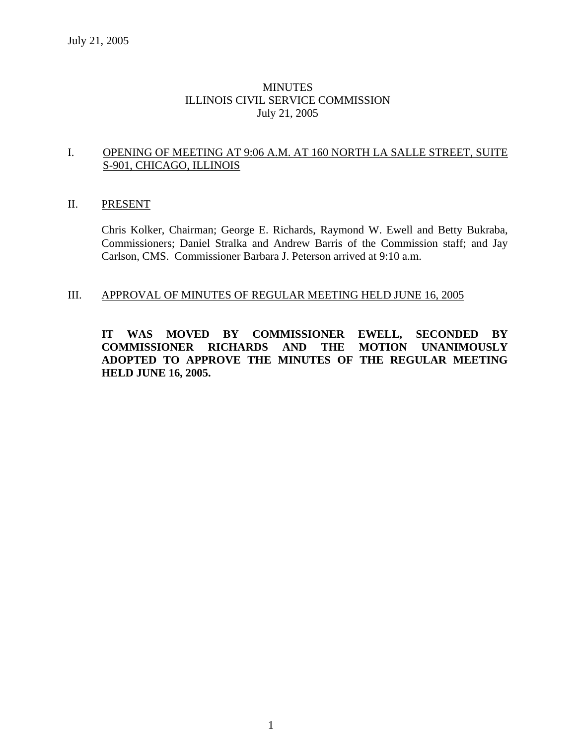July 21, 2005

# MINUTES
# ILLINOIS CIVIL SERVICE COMMISSION
# July 21, 2005

## I. OPENING OF MEETING AT 9:06 A.M. AT 160 NORTH LA SALLE STREET, SUITE S-901, CHICAGO, ILLINOIS

## II. PRESENT

Chris Kolker, Chairman; George E. Richards, Raymond W. Ewell and Betty Bukraba, Commissioners; Daniel Stralka and Andrew Barris of the Commission staff; and Jay Carlson, CMS. Commissioner Barbara J. Peterson arrived at 9:10 a.m.

## III. APPROVAL OF MINUTES OF REGULAR MEETING HELD JUNE 16, 2005

**IT WAS MOVED BY COMMISSIONER EWELL, SECONDED BY COMMISSIONER RICHARDS AND THE MOTION UNANIMOUSLY ADOPTED TO APPROVE THE MINUTES OF THE REGULAR MEETING HELD JUNE 16, 2005.**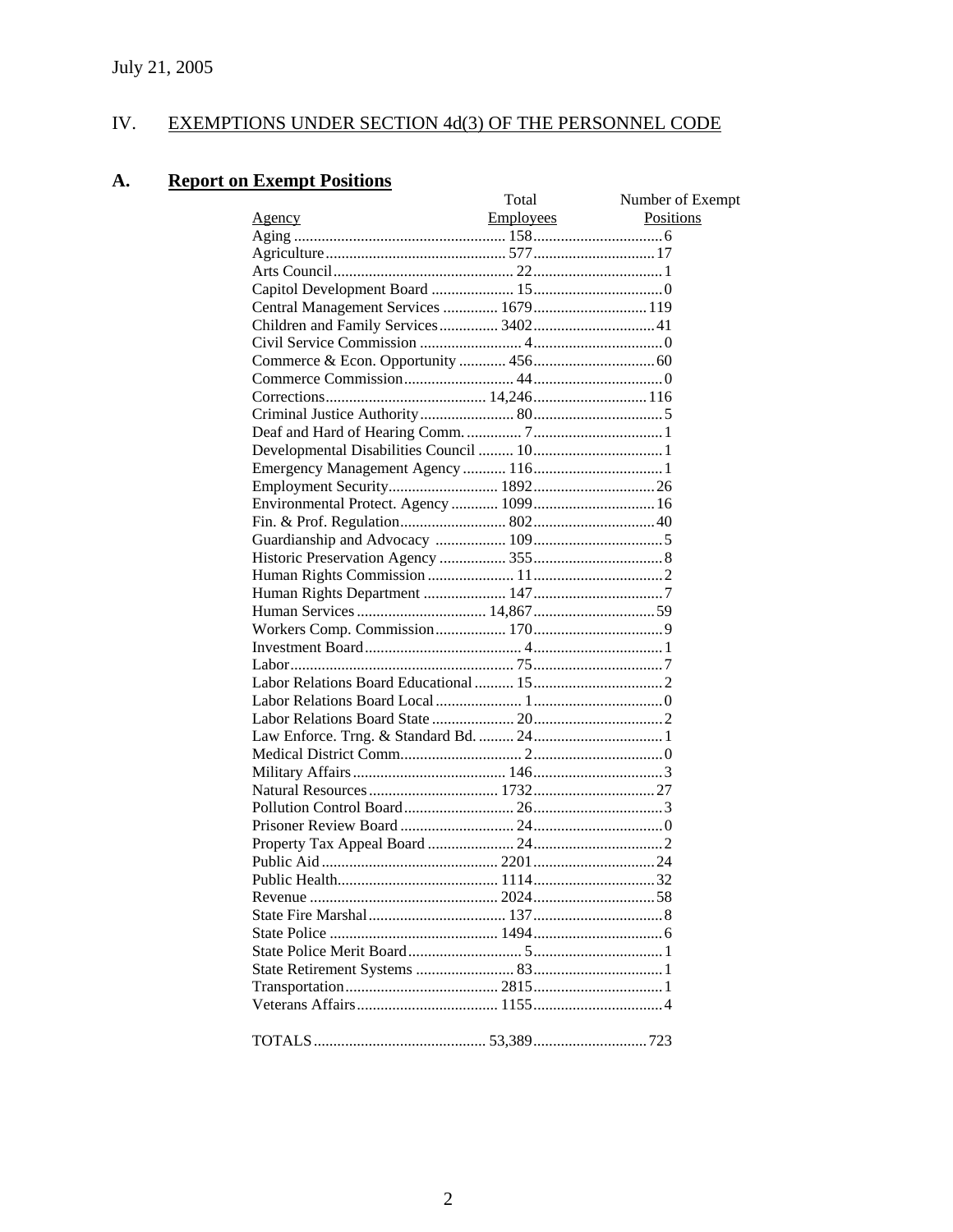July 21, 2005

# IV. EXEMPTIONS UNDER SECTION 4d(3) OF THE PERSONNEL CODE

## A. Report on Exempt Positions

| Agency | Total Employees | Number of Exempt Positions |
|---|---|---|
| Aging | 158 | 6 |
| Agriculture | 577 | 17 |
| Arts Council | 22 | 1 |
| Capitol Development Board | 15 | 0 |
| Central Management Services | 1679 | 119 |
| Children and Family Services | 3402 | 41 |
| Civil Service Commission | 4 | 0 |
| Commerce & Econ. Opportunity | 456 | 60 |
| Commerce Commission | 44 | 0 |
| Corrections | 14,246 | 116 |
| Criminal Justice Authority | 80 | 5 |
| Deaf and Hard of Hearing Comm. | 7 | 1 |
| Developmental Disabilities Council | 10 | 1 |
| Emergency Management Agency | 116 | 1 |
| Employment Security | 1892 | 26 |
| Environmental Protect. Agency | 1099 | 16 |
| Fin. & Prof. Regulation | 802 | 40 |
| Guardianship and Advocacy | 109 | 5 |
| Historic Preservation Agency | 355 | 8 |
| Human Rights Commission | 11 | 2 |
| Human Rights Department | 147 | 7 |
| Human Services | 14,867 | 59 |
| Workers Comp. Commission | 170 | 9 |
| Investment Board | 4 | 1 |
| Labor | 75 | 7 |
| Labor Relations Board Educational | 15 | 2 |
| Labor Relations Board Local | 1 | 0 |
| Labor Relations Board State | 20 | 2 |
| Law Enforce. Trng. & Standard Bd. | 24 | 1 |
| Medical District Comm. | 2 | 0 |
| Military Affairs | 146 | 3 |
| Natural Resources | 1732 | 27 |
| Pollution Control Board | 26 | 3 |
| Prisoner Review Board | 24 | 0 |
| Property Tax Appeal Board | 24 | 2 |
| Public Aid | 2201 | 24 |
| Public Health | 1114 | 32 |
| Revenue | 2024 | 58 |
| State Fire Marshal | 137 | 8 |
| State Police | 1494 | 6 |
| State Police Merit Board | 5 | 1 |
| State Retirement Systems | 83 | 1 |
| Transportation | 2815 | 1 |
| Veterans Affairs | 1155 | 4 |
| TOTALS | 53,389 | 723 |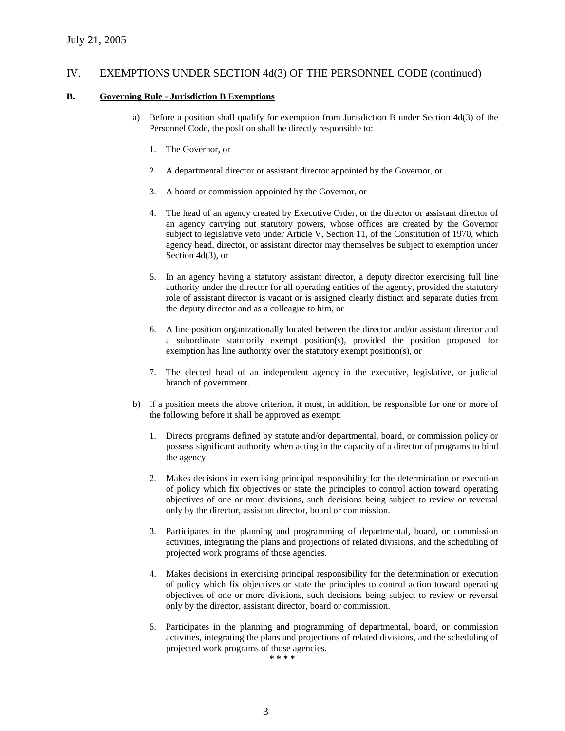July 21, 2005

## IV. EXEMPTIONS UNDER SECTION 4d(3) OF THE PERSONNEL CODE (continued)

### B. Governing Rule - Jurisdiction B Exemptions

a) Before a position shall qualify for exemption from Jurisdiction B under Section 4d(3) of the Personnel Code, the position shall be directly responsible to:

1. The Governor, or

2. A departmental director or assistant director appointed by the Governor, or

3. A board or commission appointed by the Governor, or

4. The head of an agency created by Executive Order, or the director or assistant director of an agency carrying out statutory powers, whose offices are created by the Governor subject to legislative veto under Article V, Section 11, of the Constitution of 1970, which agency head, director, or assistant director may themselves be subject to exemption under Section 4d(3), or

5. In an agency having a statutory assistant director, a deputy director exercising full line authority under the director for all operating entities of the agency, provided the statutory role of assistant director is vacant or is assigned clearly distinct and separate duties from the deputy director and as a colleague to him, or

6. A line position organizationally located between the director and/or assistant director and a subordinate statutorily exempt position(s), provided the position proposed for exemption has line authority over the statutory exempt position(s), or

7. The elected head of an independent agency in the executive, legislative, or judicial branch of government.

b) If a position meets the above criterion, it must, in addition, be responsible for one or more of the following before it shall be approved as exempt:

1. Directs programs defined by statute and/or departmental, board, or commission policy or possess significant authority when acting in the capacity of a director of programs to bind the agency.

2. Makes decisions in exercising principal responsibility for the determination or execution of policy which fix objectives or state the principles to control action toward operating objectives of one or more divisions, such decisions being subject to review or reversal only by the director, assistant director, board or commission.

3. Participates in the planning and programming of departmental, board, or commission activities, integrating the plans and projections of related divisions, and the scheduling of projected work programs of those agencies.

4. Makes decisions in exercising principal responsibility for the determination or execution of policy which fix objectives or state the principles to control action toward operating objectives of one or more divisions, such decisions being subject to review or reversal only by the director, assistant director, board or commission.

5. Participates in the planning and programming of departmental, board, or commission activities, integrating the plans and projections of related divisions, and the scheduling of projected work programs of those agencies.

\* \* \* \*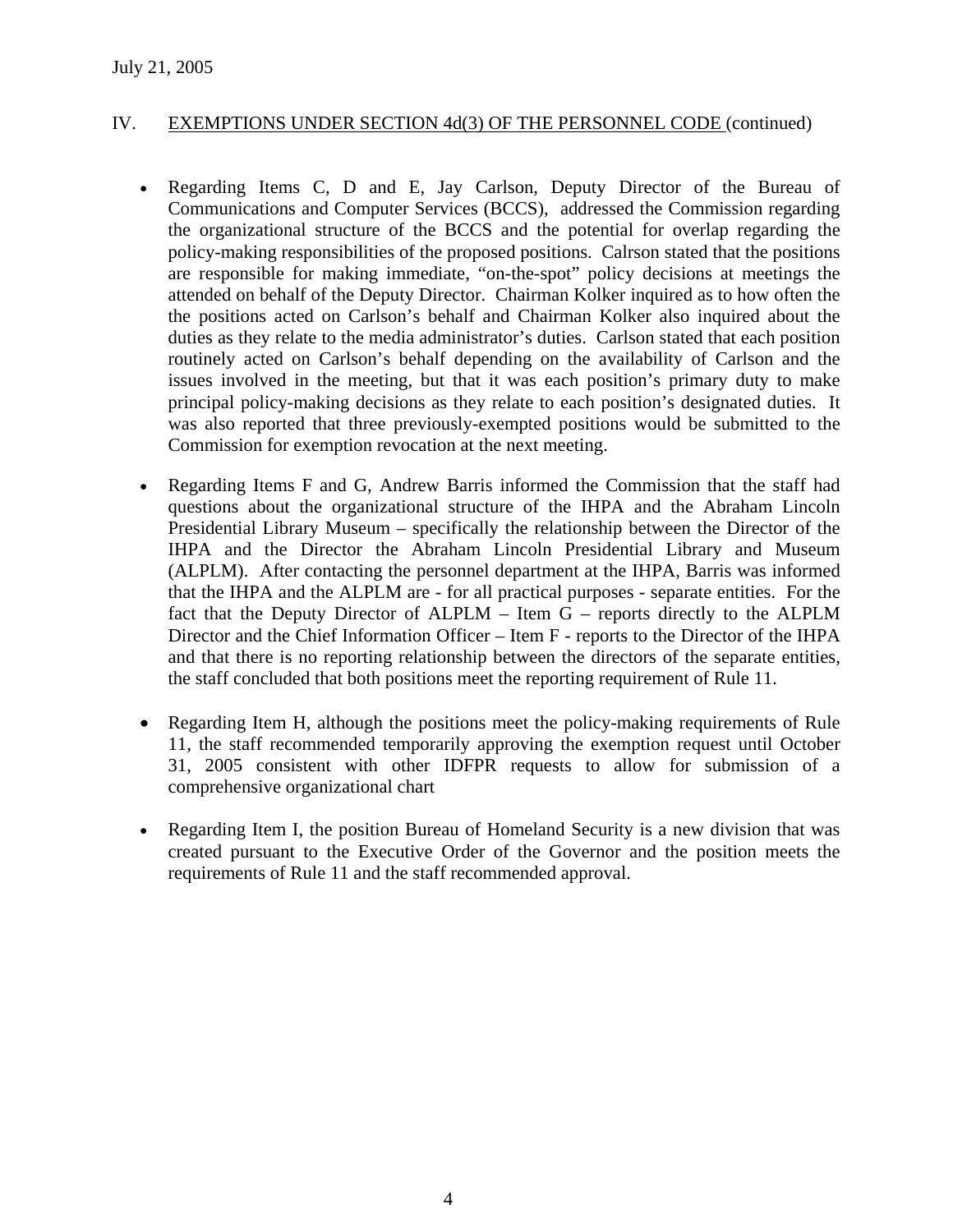July 21, 2005

IV. EXEMPTIONS UNDER SECTION 4d(3) OF THE PERSONNEL CODE (continued)

- Regarding Items C, D and E, Jay Carlson, Deputy Director of the Bureau of Communications and Computer Services (BCCS), addressed the Commission regarding the organizational structure of the BCCS and the potential for overlap regarding the policy-making responsibilities of the proposed positions. Calrson stated that the positions are responsible for making immediate, "on-the-spot" policy decisions at meetings the attended on behalf of the Deputy Director. Chairman Kolker inquired as to how often the the positions acted on Carlson's behalf and Chairman Kolker also inquired about the duties as they relate to the media administrator's duties. Carlson stated that each position routinely acted on Carlson's behalf depending on the availability of Carlson and the issues involved in the meeting, but that it was each position's primary duty to make principal policy-making decisions as they relate to each position's designated duties. It was also reported that three previously-exempted positions would be submitted to the Commission for exemption revocation at the next meeting.

- Regarding Items F and G, Andrew Barris informed the Commission that the staff had questions about the organizational structure of the IHPA and the Abraham Lincoln Presidential Library Museum – specifically the relationship between the Director of the IHPA and the Director the Abraham Lincoln Presidential Library and Museum (ALPLM). After contacting the personnel department at the IHPA, Barris was informed that the IHPA and the ALPLM are - for all practical purposes - separate entities. For the fact that the Deputy Director of ALPLM – Item G – reports directly to the ALPLM Director and the Chief Information Officer – Item F - reports to the Director of the IHPA and that there is no reporting relationship between the directors of the separate entities, the staff concluded that both positions meet the reporting requirement of Rule 11.

- Regarding Item H, although the positions meet the policy-making requirements of Rule 11, the staff recommended temporarily approving the exemption request until October 31, 2005 consistent with other IDFPR requests to allow for submission of a comprehensive organizational chart

- Regarding Item I, the position Bureau of Homeland Security is a new division that was created pursuant to the Executive Order of the Governor and the position meets the requirements of Rule 11 and the staff recommended approval.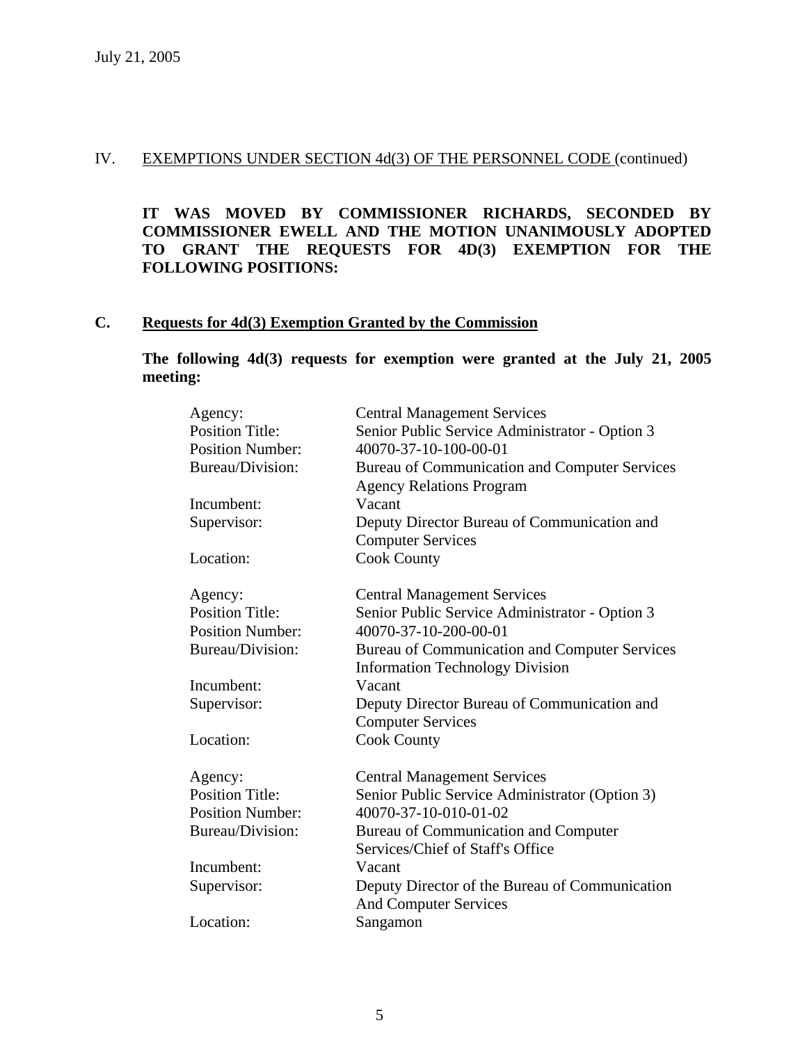July 21, 2005

IV. EXEMPTIONS UNDER SECTION 4d(3) OF THE PERSONNEL CODE (continued)

**IT WAS MOVED BY COMMISSIONER RICHARDS, SECONDED BY COMMISSIONER EWELL AND THE MOTION UNANIMOUSLY ADOPTED TO GRANT THE REQUESTS FOR 4D(3) EXEMPTION FOR THE FOLLOWING POSITIONS:**

**C. Requests for 4d(3) Exemption Granted by the Commission**

**The following 4d(3) requests for exemption were granted at the July 21, 2005 meeting:**

| | |
|---|---|
| Agency: | Central Management Services |
| Position Title: | Senior Public Service Administrator - Option 3 |
| Position Number: | 40070-37-10-100-00-01 |
| Bureau/Division: | Bureau of Communication and Computer Services Agency Relations Program |
| Incumbent: | Vacant |
| Supervisor: | Deputy Director Bureau of Communication and Computer Services |
| Location: | Cook County |

| | |
|---|---|
| Agency: | Central Management Services |
| Position Title: | Senior Public Service Administrator - Option 3 |
| Position Number: | 40070-37-10-200-00-01 |
| Bureau/Division: | Bureau of Communication and Computer Services Information Technology Division |
| Incumbent: | Vacant |
| Supervisor: | Deputy Director Bureau of Communication and Computer Services |
| Location: | Cook County |

| | |
|---|---|
| Agency: | Central Management Services |
| Position Title: | Senior Public Service Administrator (Option 3) |
| Position Number: | 40070-37-10-010-01-02 |
| Bureau/Division: | Bureau of Communication and Computer Services/Chief of Staff's Office |
| Incumbent: | Vacant |
| Supervisor: | Deputy Director of the Bureau of Communication And Computer Services |
| Location: | Sangamon |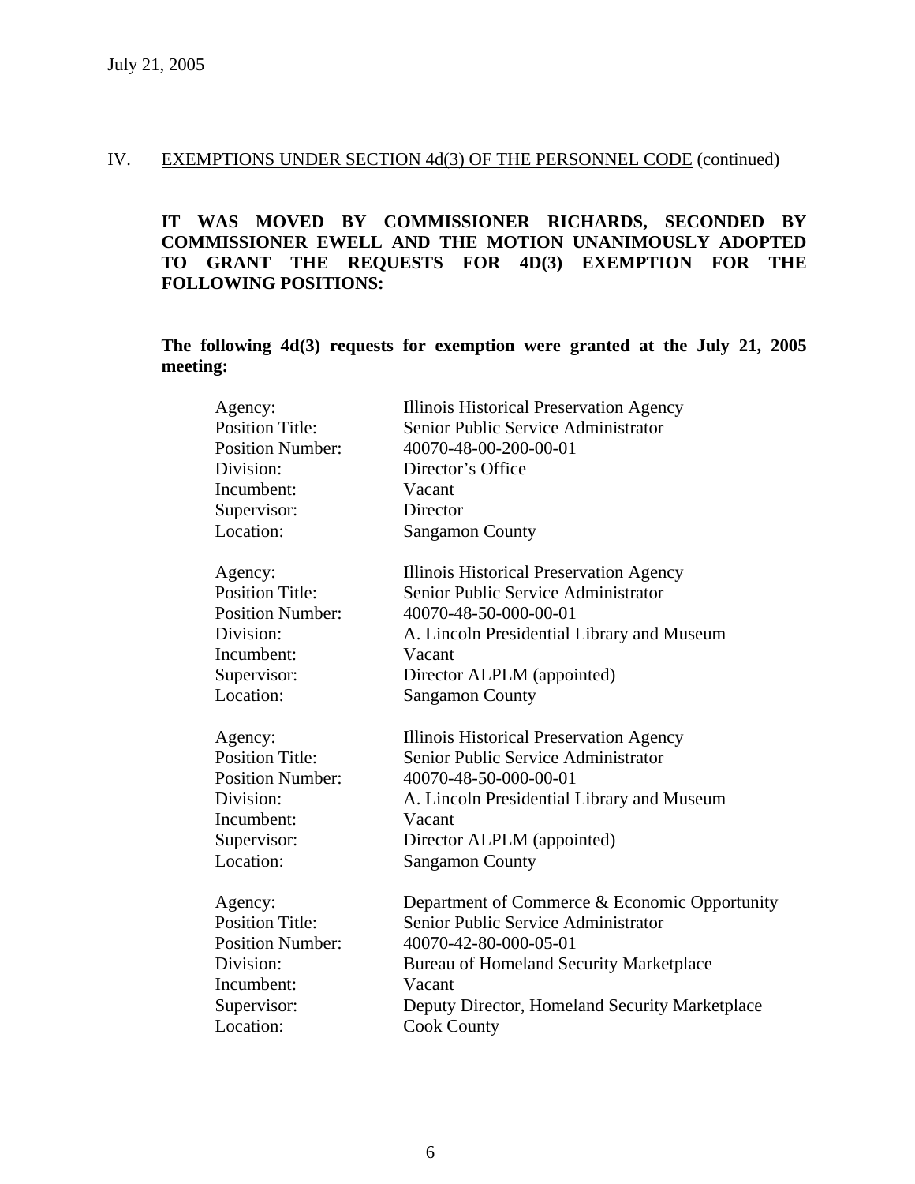July 21, 2005

IV. EXEMPTIONS UNDER SECTION 4d(3) OF THE PERSONNEL CODE (continued)

**IT WAS MOVED BY COMMISSIONER RICHARDS, SECONDED BY COMMISSIONER EWELL AND THE MOTION UNANIMOUSLY ADOPTED TO GRANT THE REQUESTS FOR 4D(3) EXEMPTION FOR THE FOLLOWING POSITIONS:**

**The following 4d(3) requests for exemption were granted at the July 21, 2005 meeting:**

| | |
|---|---|
| Agency: | Illinois Historical Preservation Agency |
| Position Title: | Senior Public Service Administrator |
| Position Number: | 40070-48-00-200-00-01 |
| Division: | Director's Office |
| Incumbent: | Vacant |
| Supervisor: | Director |
| Location: | Sangamon County |

| | |
|---|---|
| Agency: | Illinois Historical Preservation Agency |
| Position Title: | Senior Public Service Administrator |
| Position Number: | 40070-48-50-000-00-01 |
| Division: | A. Lincoln Presidential Library and Museum |
| Incumbent: | Vacant |
| Supervisor: | Director ALPLM (appointed) |
| Location: | Sangamon County |

| | |
|---|---|
| Agency: | Illinois Historical Preservation Agency |
| Position Title: | Senior Public Service Administrator |
| Position Number: | 40070-48-50-000-00-01 |
| Division: | A. Lincoln Presidential Library and Museum |
| Incumbent: | Vacant |
| Supervisor: | Director ALPLM (appointed) |
| Location: | Sangamon County |

| | |
|---|---|
| Agency: | Department of Commerce & Economic Opportunity |
| Position Title: | Senior Public Service Administrator |
| Position Number: | 40070-42-80-000-05-01 |
| Division: | Bureau of Homeland Security Marketplace |
| Incumbent: | Vacant |
| Supervisor: | Deputy Director, Homeland Security Marketplace |
| Location: | Cook County |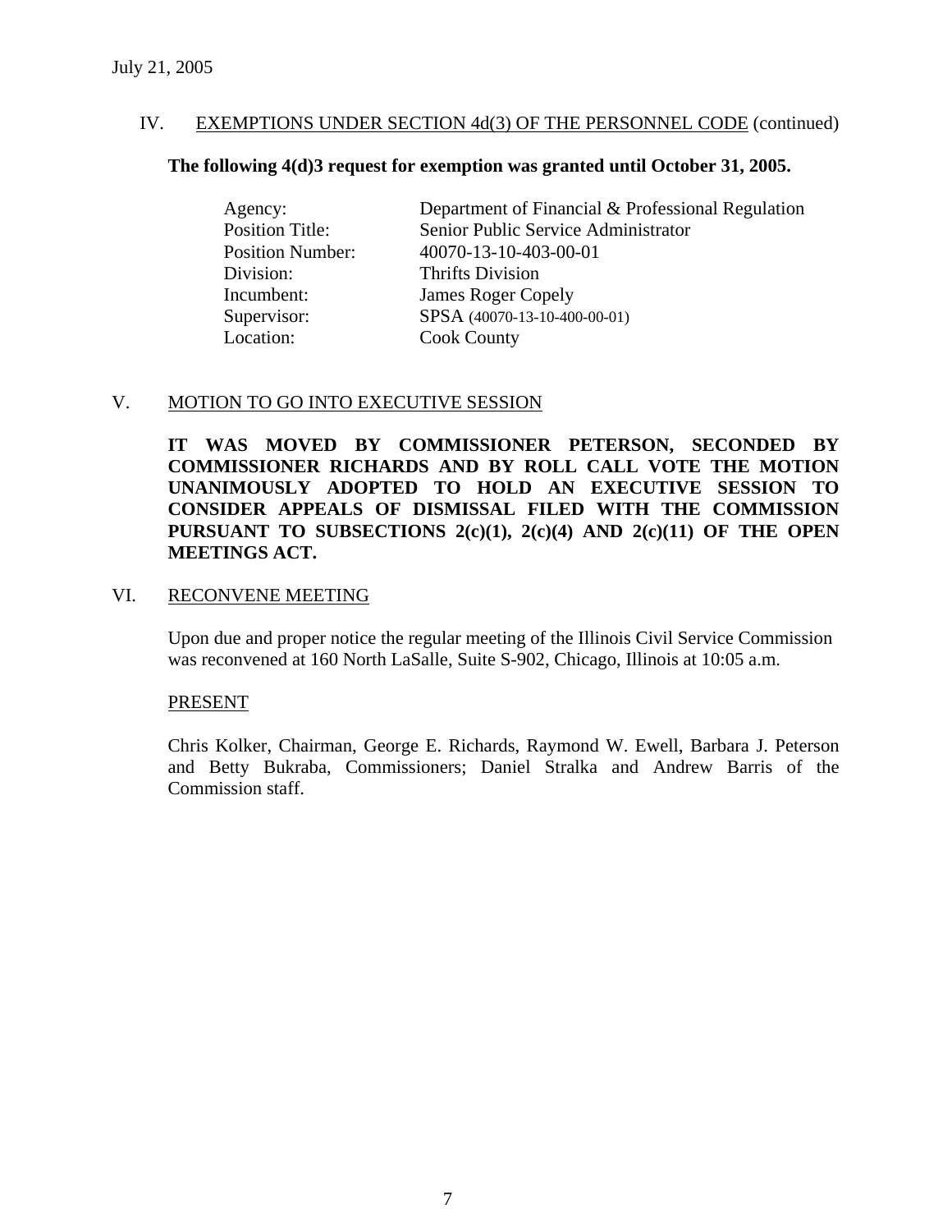July 21, 2005

IV. EXEMPTIONS UNDER SECTION 4d(3) OF THE PERSONNEL CODE (continued)

**The following 4(d)3 request for exemption was granted until October 31, 2005.**

| | |
|---|---|
| Agency: | Department of Financial & Professional Regulation |
| Position Title: | Senior Public Service Administrator |
| Position Number: | 40070-13-10-403-00-01 |
| Division: | Thrifts Division |
| Incumbent: | James Roger Copely |
| Supervisor: | SPSA (40070-13-10-400-00-01) |
| Location: | Cook County |

V. MOTION TO GO INTO EXECUTIVE SESSION

**IT WAS MOVED BY COMMISSIONER PETERSON, SECONDED BY COMMISSIONER RICHARDS AND BY ROLL CALL VOTE THE MOTION UNANIMOUSLY ADOPTED TO HOLD AN EXECUTIVE SESSION TO CONSIDER APPEALS OF DISMISSAL FILED WITH THE COMMISSION PURSUANT TO SUBSECTIONS 2(c)(1), 2(c)(4) AND 2(c)(11) OF THE OPEN MEETINGS ACT.**

VI. RECONVENE MEETING

Upon due and proper notice the regular meeting of the Illinois Civil Service Commission was reconvened at 160 North LaSalle, Suite S-902, Chicago, Illinois at 10:05 a.m.

PRESENT

Chris Kolker, Chairman, George E. Richards, Raymond W. Ewell, Barbara J. Peterson and Betty Bukraba, Commissioners; Daniel Stralka and Andrew Barris of the Commission staff.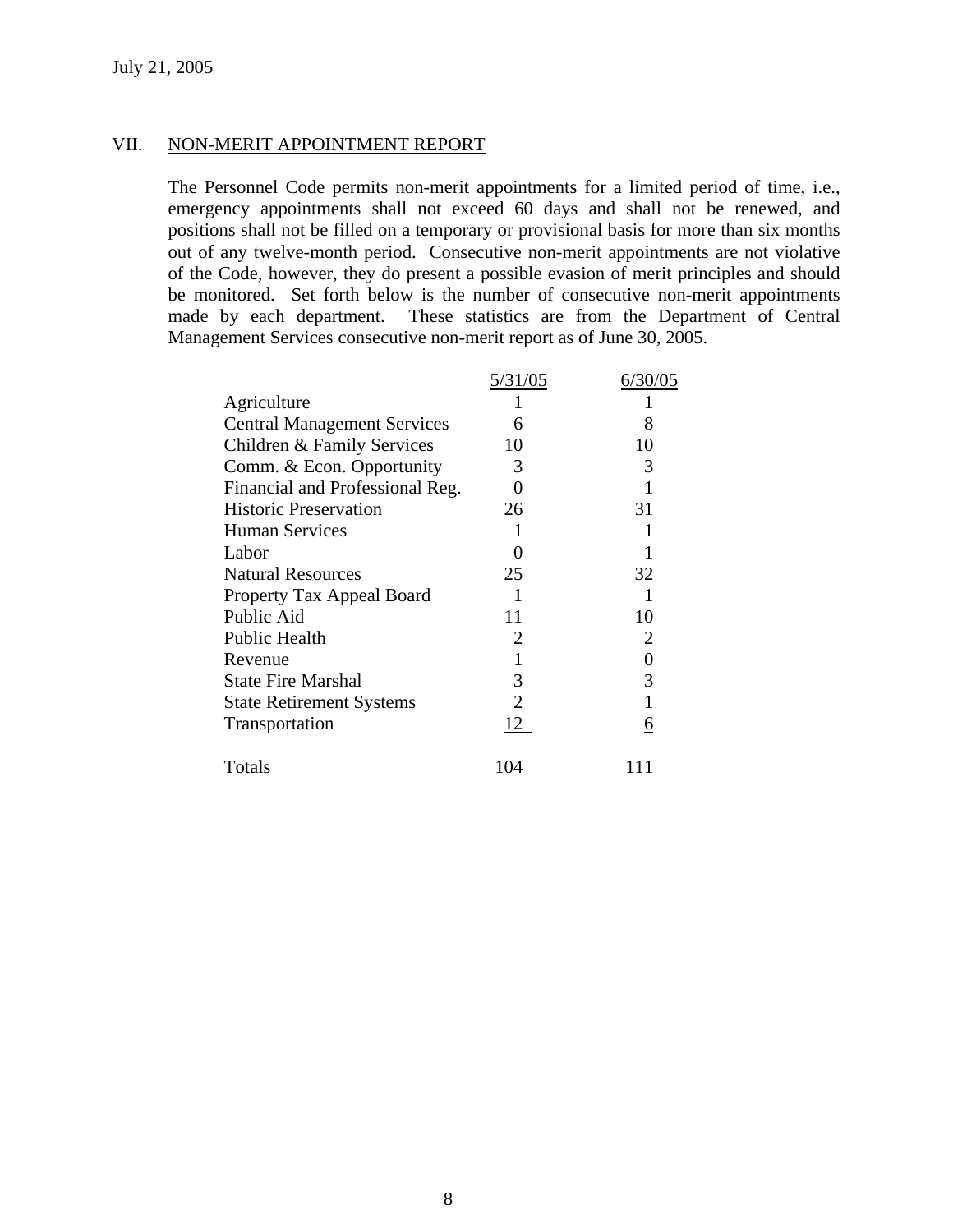July 21, 2005

## VII. NON-MERIT APPOINTMENT REPORT

The Personnel Code permits non-merit appointments for a limited period of time, i.e., emergency appointments shall not exceed 60 days and shall not be renewed, and positions shall not be filled on a temporary or provisional basis for more than six months out of any twelve-month period. Consecutive non-merit appointments are not violative of the Code, however, they do present a possible evasion of merit principles and should be monitored. Set forth below is the number of consecutive non-merit appointments made by each department. These statistics are from the Department of Central Management Services consecutive non-merit report as of June 30, 2005.

| | 5/31/05 | 6/30/05 |
|---|---|---|
| Agriculture | 1 | 1 |
| Central Management Services | 6 | 8 |
| Children & Family Services | 10 | 10 |
| Comm. & Econ. Opportunity | 3 | 3 |
| Financial and Professional Reg. | 0 | 1 |
| Historic Preservation | 26 | 31 |
| Human Services | 1 | 1 |
| Labor | 0 | 1 |
| Natural Resources | 25 | 32 |
| Property Tax Appeal Board | 1 | 1 |
| Public Aid | 11 | 10 |
| Public Health | 2 | 2 |
| Revenue | 1 | 0 |
| State Fire Marshal | 3 | 3 |
| State Retirement Systems | 2 | 1 |
| Transportation | 12 | 6 |
| Totals | 104 | 111 |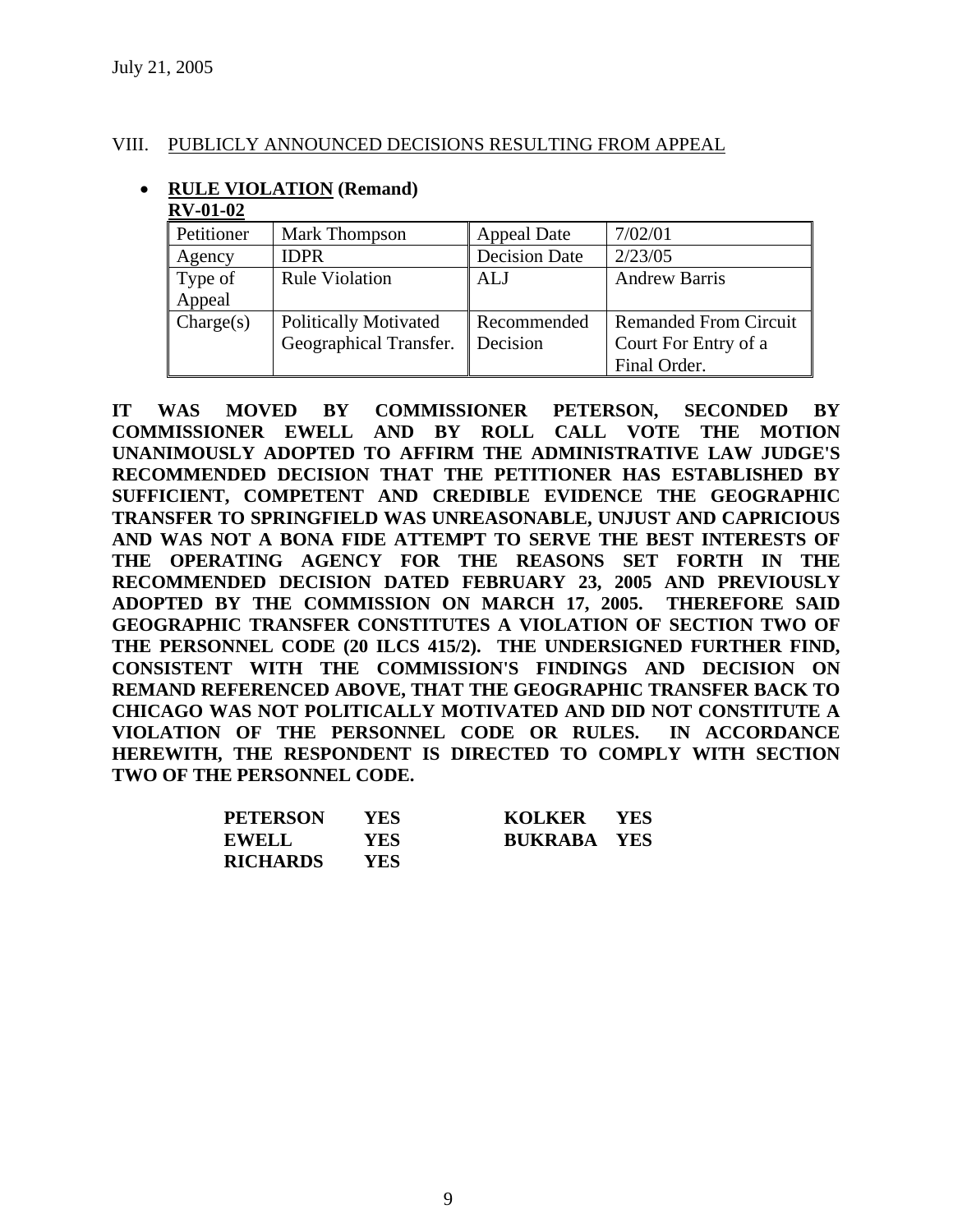July 21, 2005

## VIII. PUBLICLY ANNOUNCED DECISIONS RESULTING FROM APPEAL

- **RULE VIOLATION (Remand)**

**RV-01-02**

| Petitioner | Mark Thompson | Appeal Date | 7/02/01 |
|---|---|---|---|
| Agency | IDPR | Decision Date | 2/23/05 |
| Type of Appeal | Rule Violation | ALJ | Andrew Barris |
| Charge(s) | Politically Motivated Geographical Transfer. | Recommended Decision | Remanded From Circuit Court For Entry of a Final Order. |

**IT WAS MOVED BY COMMISSIONER PETERSON, SECONDED BY COMMISSIONER EWELL AND BY ROLL CALL VOTE THE MOTION UNANIMOUSLY ADOPTED TO AFFIRM THE ADMINISTRATIVE LAW JUDGE'S RECOMMENDED DECISION THAT THE PETITIONER HAS ESTABLISHED BY SUFFICIENT, COMPETENT AND CREDIBLE EVIDENCE THE GEOGRAPHIC TRANSFER TO SPRINGFIELD WAS UNREASONABLE, UNJUST AND CAPRICIOUS AND WAS NOT A BONA FIDE ATTEMPT TO SERVE THE BEST INTERESTS OF THE OPERATING AGENCY FOR THE REASONS SET FORTH IN THE RECOMMENDED DECISION DATED FEBRUARY 23, 2005 AND PREVIOUSLY ADOPTED BY THE COMMISSION ON MARCH 17, 2005. THEREFORE SAID GEOGRAPHIC TRANSFER CONSTITUTES A VIOLATION OF SECTION TWO OF THE PERSONNEL CODE (20 ILCS 415/2). THE UNDERSIGNED FURTHER FIND, CONSISTENT WITH THE COMMISSION'S FINDINGS AND DECISION ON REMAND REFERENCED ABOVE, THAT THE GEOGRAPHIC TRANSFER BACK TO CHICAGO WAS NOT POLITICALLY MOTIVATED AND DID NOT CONSTITUTE A VIOLATION OF THE PERSONNEL CODE OR RULES. IN ACCORDANCE HEREWITH, THE RESPONDENT IS DIRECTED TO COMPLY WITH SECTION TWO OF THE PERSONNEL CODE.**

| | | | |
|---|---|---|---|
| **PETERSON** | **YES** | **KOLKER** | **YES** |
| **EWELL** | **YES** | **BUKRABA** | **YES** |
| **RICHARDS** | **YES** | | |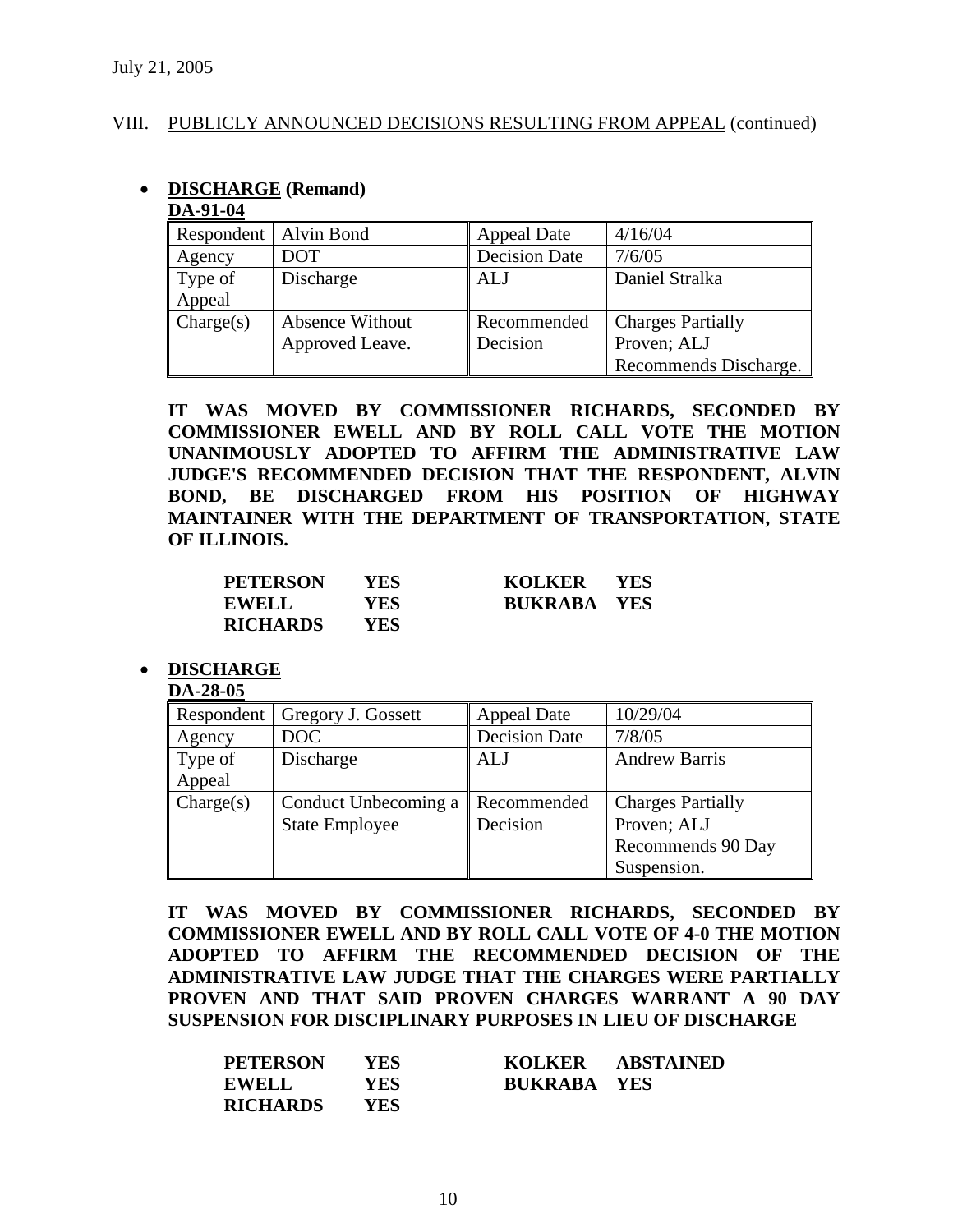July 21, 2005

VIII. PUBLICLY ANNOUNCED DECISIONS RESULTING FROM APPEAL (continued)

- **DISCHARGE (Remand)**

**DA-91-04**

| Respondent | Alvin Bond | Appeal Date | 4/16/04 |
|---|---|---|---|
| Agency | DOT | Decision Date | 7/6/05 |
| Type of Appeal | Discharge | ALJ | Daniel Stralka |
| Charge(s) | Absence Without Approved Leave. | Recommended Decision | Charges Partially Proven; ALJ Recommends Discharge. |

**IT WAS MOVED BY COMMISSIONER RICHARDS, SECONDED BY COMMISSIONER EWELL AND BY ROLL CALL VOTE THE MOTION UNANIMOUSLY ADOPTED TO AFFIRM THE ADMINISTRATIVE LAW JUDGE'S RECOMMENDED DECISION THAT THE RESPONDENT, ALVIN BOND, BE DISCHARGED FROM HIS POSITION OF HIGHWAY MAINTAINER WITH THE DEPARTMENT OF TRANSPORTATION, STATE OF ILLINOIS.**

| | | | |
|---|---|---|---|
| **PETERSON** | **YES** | **KOLKER** | **YES** |
| **EWELL** | **YES** | **BUKRABA** | **YES** |
| **RICHARDS** | **YES** | | |

- **DISCHARGE**

**DA-28-05**

| Respondent | Gregory J. Gossett | Appeal Date | 10/29/04 |
|---|---|---|---|
| Agency | DOC | Decision Date | 7/8/05 |
| Type of Appeal | Discharge | ALJ | Andrew Barris |
| Charge(s) | Conduct Unbecoming a State Employee | Recommended Decision | Charges Partially Proven; ALJ Recommends 90 Day Suspension. |

**IT WAS MOVED BY COMMISSIONER RICHARDS, SECONDED BY COMMISSIONER EWELL AND BY ROLL CALL VOTE OF 4-0 THE MOTION ADOPTED TO AFFIRM THE RECOMMENDED DECISION OF THE ADMINISTRATIVE LAW JUDGE THAT THE CHARGES WERE PARTIALLY PROVEN AND THAT SAID PROVEN CHARGES WARRANT A 90 DAY SUSPENSION FOR DISCIPLINARY PURPOSES IN LIEU OF DISCHARGE**

| | | | |
|---|---|---|---|
| **PETERSON** | **YES** | **KOLKER** | **ABSTAINED** |
| **EWELL** | **YES** | **BUKRABA** | **YES** |
| **RICHARDS** | **YES** | | |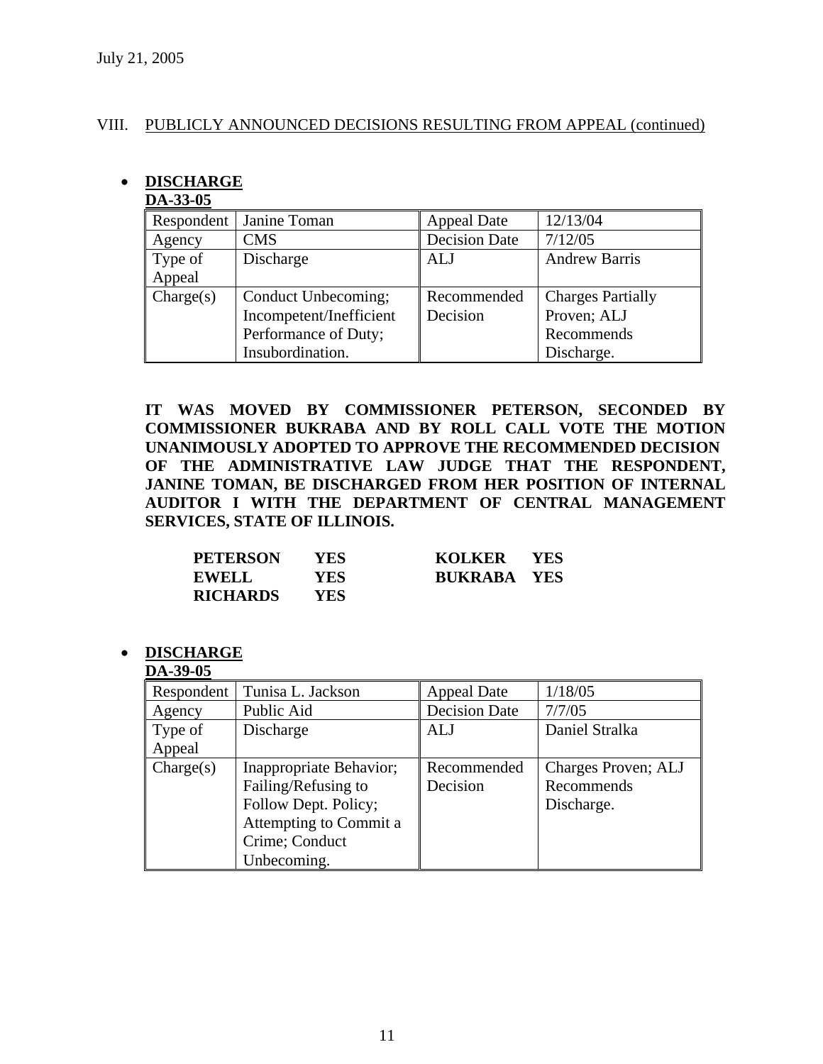VIII. PUBLICLY ANNOUNCED DECISIONS RESULTING FROM APPEAL (continued)

- **DISCHARGE**

**DA-33-05**

| Respondent | Janine Toman | Appeal Date | 12/13/04 |
|---|---|---|---|
| Agency | CMS | Decision Date | 7/12/05 |
| Type of Appeal | Discharge | ALJ | Andrew Barris |
| Charge(s) | Conduct Unbecoming; Incompetent/Inefficient Performance of Duty; Insubordination. | Recommended Decision | Charges Partially Proven; ALJ Recommends Discharge. |

**IT WAS MOVED BY COMMISSIONER PETERSON, SECONDED BY COMMISSIONER BUKRABA AND BY ROLL CALL VOTE THE MOTION UNANIMOUSLY ADOPTED TO APPROVE THE RECOMMENDED DECISION OF THE ADMINISTRATIVE LAW JUDGE THAT THE RESPONDENT, JANINE TOMAN, BE DISCHARGED FROM HER POSITION OF INTERNAL AUDITOR I WITH THE DEPARTMENT OF CENTRAL MANAGEMENT SERVICES, STATE OF ILLINOIS.**

| | | | |
|---|---|---|---|
| **PETERSON** | **YES** | **KOLKER** | **YES** |
| **EWELL** | **YES** | **BUKRABA** | **YES** |
| **RICHARDS** | **YES** | | |

- **DISCHARGE**

**DA-39-05**

| Respondent | Tunisa L. Jackson | Appeal Date | 1/18/05 |
|---|---|---|---|
| Agency | Public Aid | Decision Date | 7/7/05 |
| Type of Appeal | Discharge | ALJ | Daniel Stralka |
| Charge(s) | Inappropriate Behavior; Failing/Refusing to Follow Dept. Policy; Attempting to Commit a Crime; Conduct Unbecoming. | Recommended Decision | Charges Proven; ALJ Recommends Discharge. |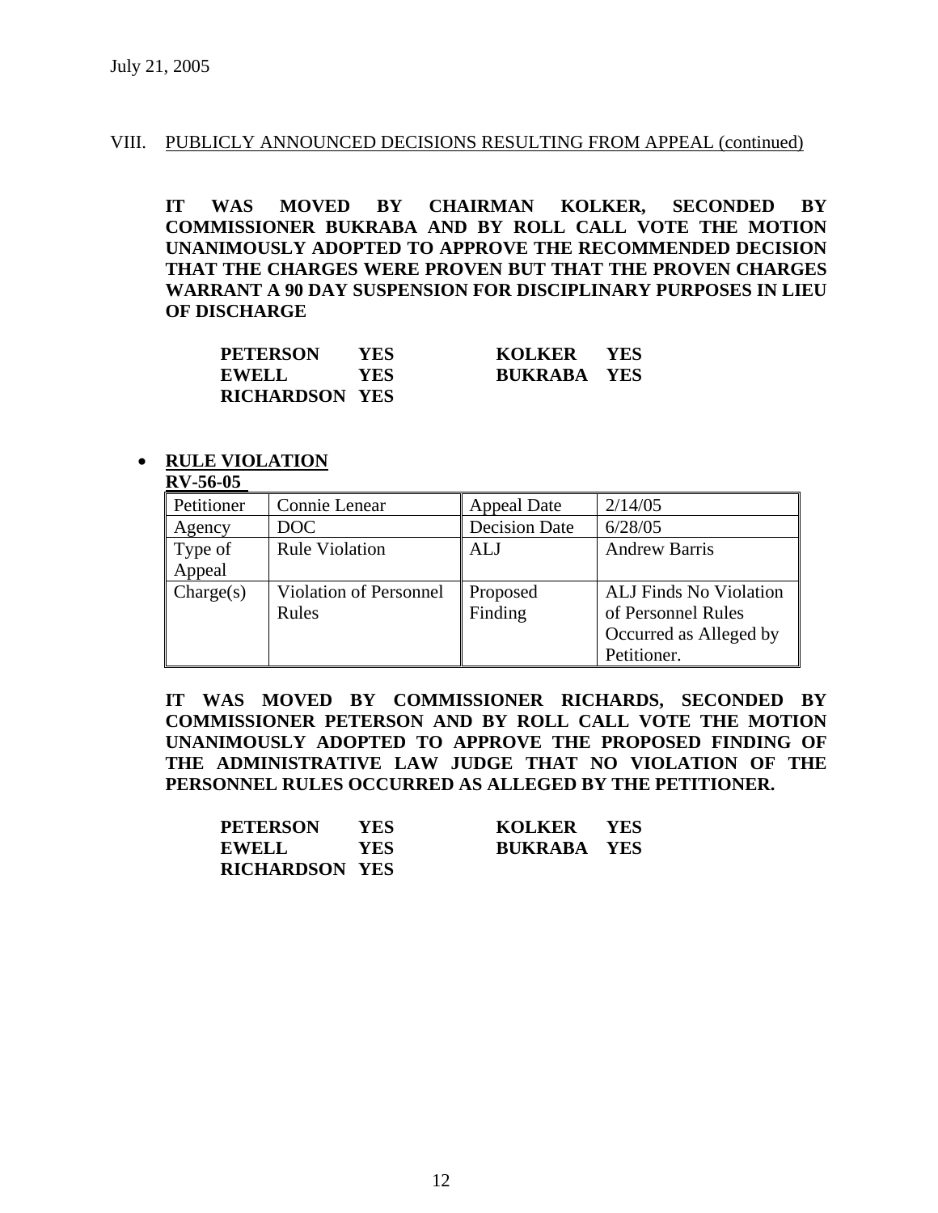July 21, 2005

VIII. PUBLICLY ANNOUNCED DECISIONS RESULTING FROM APPEAL (continued)

**IT WAS MOVED BY CHAIRMAN KOLKER, SECONDED BY COMMISSIONER BUKRABA AND BY ROLL CALL VOTE THE MOTION UNANIMOUSLY ADOPTED TO APPROVE THE RECOMMENDED DECISION THAT THE CHARGES WERE PROVEN BUT THAT THE PROVEN CHARGES WARRANT A 90 DAY SUSPENSION FOR DISCIPLINARY PURPOSES IN LIEU OF DISCHARGE**

| | | | |
|---|---|---|---|
| **PETERSON** | **YES** | **KOLKER** | **YES** |
| **EWELL** | **YES** | **BUKRABA** | **YES** |
| **RICHARDSON** | **YES** | | |

- **RULE VIOLATION**

**RV-56-05**

| Petitioner | Connie Lenear | Appeal Date | 2/14/05 |
|---|---|---|---|
| Agency | DOC | Decision Date | 6/28/05 |
| Type of Appeal | Rule Violation | ALJ | Andrew Barris |
| Charge(s) | Violation of Personnel Rules | Proposed Finding | ALJ Finds No Violation of Personnel Rules Occurred as Alleged by Petitioner. |

**IT WAS MOVED BY COMMISSIONER RICHARDS, SECONDED BY COMMISSIONER PETERSON AND BY ROLL CALL VOTE THE MOTION UNANIMOUSLY ADOPTED TO APPROVE THE PROPOSED FINDING OF THE ADMINISTRATIVE LAW JUDGE THAT NO VIOLATION OF THE PERSONNEL RULES OCCURRED AS ALLEGED BY THE PETITIONER.**

| | | | |
|---|---|---|---|
| **PETERSON** | **YES** | **KOLKER** | **YES** |
| **EWELL** | **YES** | **BUKRABA** | **YES** |
| **RICHARDSON** | **YES** | | |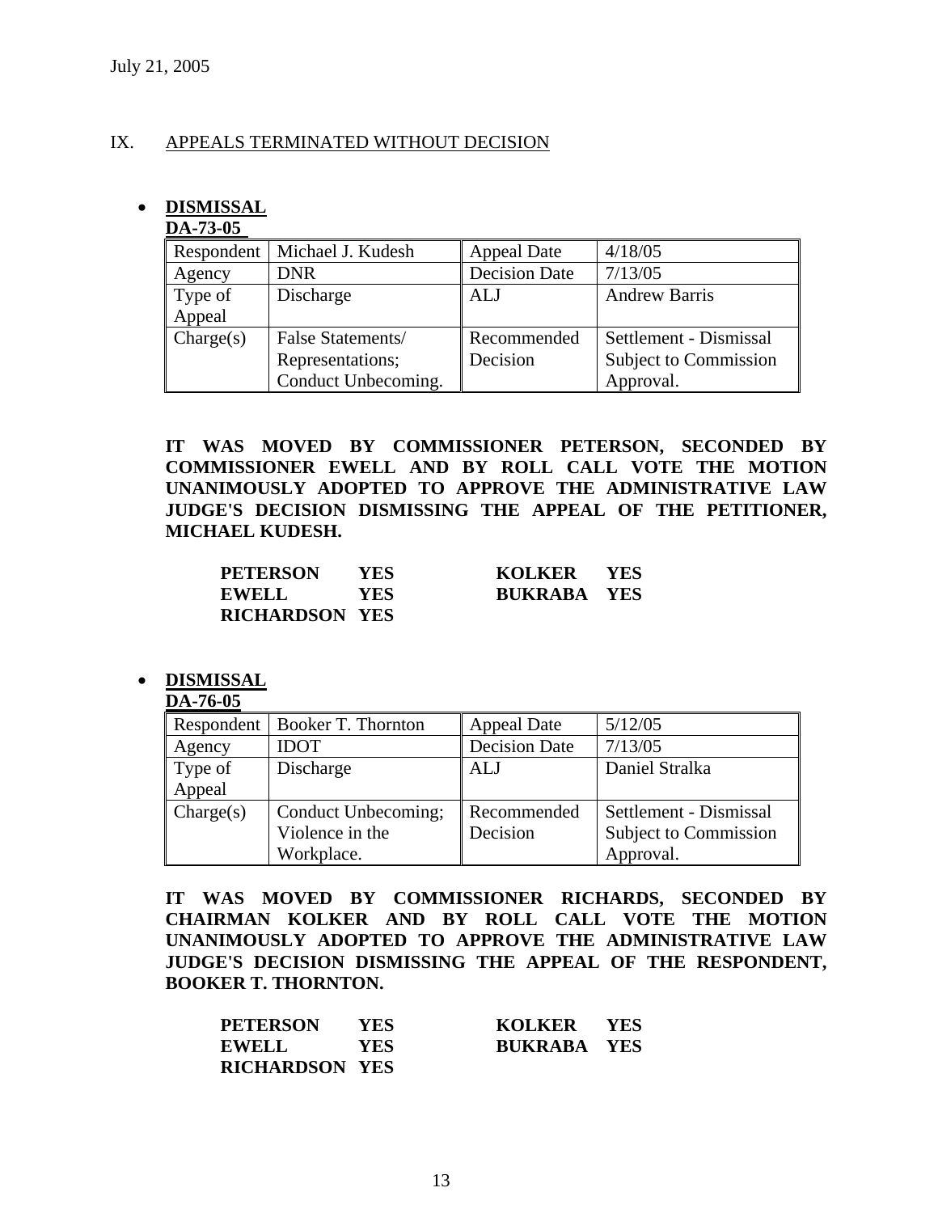July 21, 2005

## IX. APPEALS TERMINATED WITHOUT DECISION

- **DISMISSAL**

**DA-73-05**

| Respondent | Michael J. Kudesh | Appeal Date | 4/18/05 |
|---|---|---|---|
| Agency | DNR | Decision Date | 7/13/05 |
| Type of Appeal | Discharge | ALJ | Andrew Barris |
| Charge(s) | False Statements/ Representations; Conduct Unbecoming. | Recommended Decision | Settlement - Dismissal Subject to Commission Approval. |

**IT WAS MOVED BY COMMISSIONER PETERSON, SECONDED BY COMMISSIONER EWELL AND BY ROLL CALL VOTE THE MOTION UNANIMOUSLY ADOPTED TO APPROVE THE ADMINISTRATIVE LAW JUDGE'S DECISION DISMISSING THE APPEAL OF THE PETITIONER, MICHAEL KUDESH.**

| | | | |
|---|---|---|---|
| **PETERSON** | **YES** | **KOLKER** | **YES** |
| **EWELL** | **YES** | **BUKRABA** | **YES** |
| **RICHARDSON** | **YES** | | |

- **DISMISSAL**

**DA-76-05**

| Respondent | Booker T. Thornton | Appeal Date | 5/12/05 |
|---|---|---|---|
| Agency | IDOT | Decision Date | 7/13/05 |
| Type of Appeal | Discharge | ALJ | Daniel Stralka |
| Charge(s) | Conduct Unbecoming; Violence in the Workplace. | Recommended Decision | Settlement - Dismissal Subject to Commission Approval. |

**IT WAS MOVED BY COMMISSIONER RICHARDS, SECONDED BY CHAIRMAN KOLKER AND BY ROLL CALL VOTE THE MOTION UNANIMOUSLY ADOPTED TO APPROVE THE ADMINISTRATIVE LAW JUDGE'S DECISION DISMISSING THE APPEAL OF THE RESPONDENT, BOOKER T. THORNTON.**

| | | | |
|---|---|---|---|
| **PETERSON** | **YES** | **KOLKER** | **YES** |
| **EWELL** | **YES** | **BUKRABA** | **YES** |
| **RICHARDSON** | **YES** | | |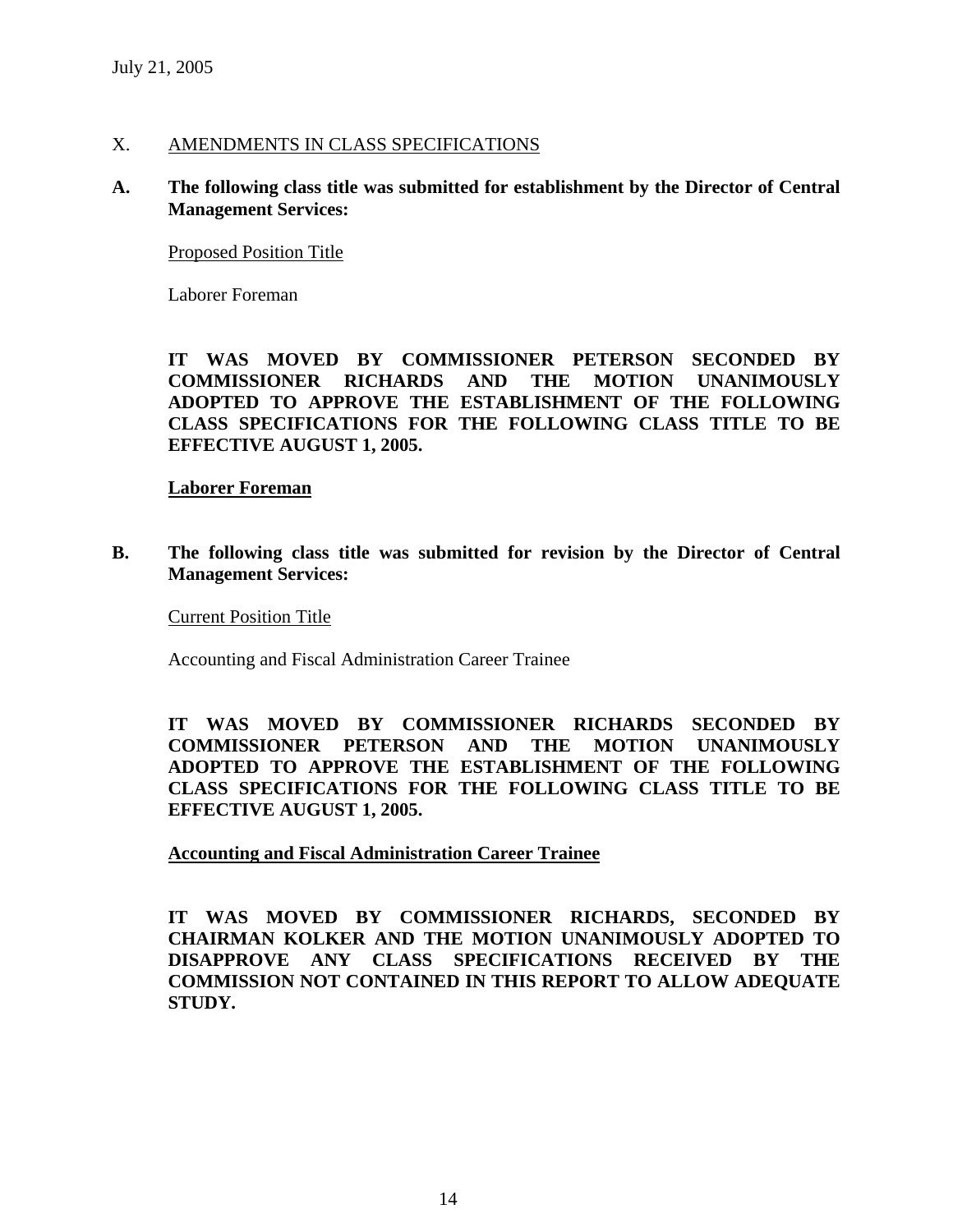July 21, 2005

X. AMENDMENTS IN CLASS SPECIFICATIONS

**A. The following class title was submitted for establishment by the Director of Central Management Services:**

Proposed Position Title

Laborer Foreman

**IT WAS MOVED BY COMMISSIONER PETERSON SECONDED BY COMMISSIONER RICHARDS AND THE MOTION UNANIMOUSLY ADOPTED TO APPROVE THE ESTABLISHMENT OF THE FOLLOWING CLASS SPECIFICATIONS FOR THE FOLLOWING CLASS TITLE TO BE EFFECTIVE AUGUST 1, 2005.**

**Laborer Foreman**

**B. The following class title was submitted for revision by the Director of Central Management Services:**

Current Position Title

Accounting and Fiscal Administration Career Trainee

**IT WAS MOVED BY COMMISSIONER RICHARDS SECONDED BY COMMISSIONER PETERSON AND THE MOTION UNANIMOUSLY ADOPTED TO APPROVE THE ESTABLISHMENT OF THE FOLLOWING CLASS SPECIFICATIONS FOR THE FOLLOWING CLASS TITLE TO BE EFFECTIVE AUGUST 1, 2005.**

**Accounting and Fiscal Administration Career Trainee**

**IT WAS MOVED BY COMMISSIONER RICHARDS, SECONDED BY CHAIRMAN KOLKER AND THE MOTION UNANIMOUSLY ADOPTED TO DISAPPROVE ANY CLASS SPECIFICATIONS RECEIVED BY THE COMMISSION NOT CONTAINED IN THIS REPORT TO ALLOW ADEQUATE STUDY.**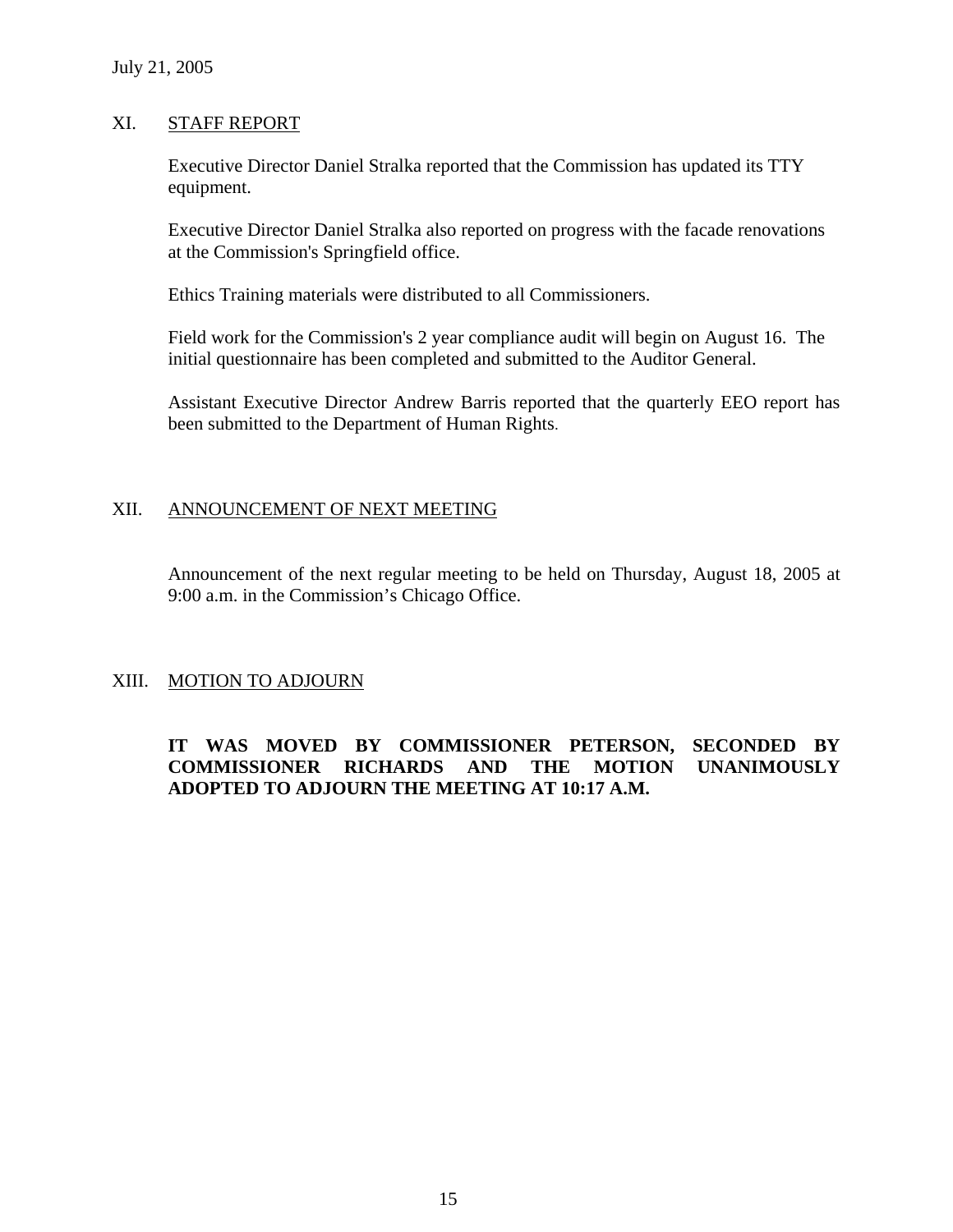## XI. STAFF REPORT

Executive Director Daniel Stralka reported that the Commission has updated its TTY equipment.

Executive Director Daniel Stralka also reported on progress with the facade renovations at the Commission's Springfield office.

Ethics Training materials were distributed to all Commissioners.

Field work for the Commission's 2 year compliance audit will begin on August 16. The initial questionnaire has been completed and submitted to the Auditor General.

Assistant Executive Director Andrew Barris reported that the quarterly EEO report has been submitted to the Department of Human Rights.

## XII. ANNOUNCEMENT OF NEXT MEETING

Announcement of the next regular meeting to be held on Thursday, August 18, 2005 at 9:00 a.m. in the Commission's Chicago Office.

## XIII. MOTION TO ADJOURN

**IT WAS MOVED BY COMMISSIONER PETERSON, SECONDED BY COMMISSIONER RICHARDS AND THE MOTION UNANIMOUSLY ADOPTED TO ADJOURN THE MEETING AT 10:17 A.M.**